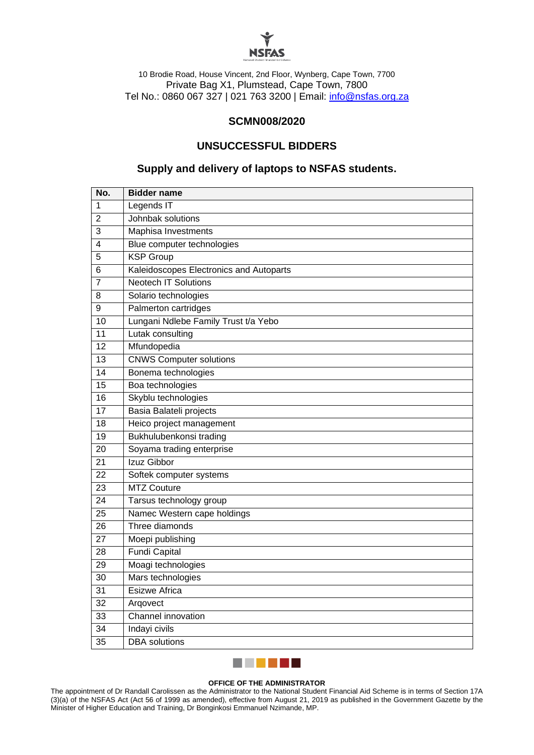NSFAS

10 Brodie Road, House Vincent, 2nd Floor, Wynberg, Cape Town, 7700
Private Bag X1, Plumstead, Cape Town, 7800
Tel No.: 0860 067 327 | 021 763 3200 | Email: info@nsfas.org.za

## SCMN008/2020

## UNSUCCESSFUL BIDDERS

## Supply and delivery of laptops to NSFAS students.

| No. | Bidder name |
|---|---|
| 1 | Legends IT |
| 2 | Johnbak solutions |
| 3 | Maphisa Investments |
| 4 | Blue computer technologies |
| 5 | KSP Group |
| 6 | Kaleidoscopes Electronics and Autoparts |
| 7 | Neotech IT Solutions |
| 8 | Solario technologies |
| 9 | Palmerton cartridges |
| 10 | Lungani Ndlebe Family Trust t/a Yebo |
| 11 | Lutak consulting |
| 12 | Mfundopedia |
| 13 | CNWS Computer solutions |
| 14 | Bonema technologies |
| 15 | Boa technologies |
| 16 | Skyblu technologies |
| 17 | Basia Balateli projects |
| 18 | Heico project management |
| 19 | Bukhulubenkonsi trading |
| 20 | Soyama trading enterprise |
| 21 | Izuz Gibbor |
| 22 | Softek computer systems |
| 23 | MTZ Couture |
| 24 | Tarsus technology group |
| 25 | Namec Western cape holdings |
| 26 | Three diamonds |
| 27 | Moepi publishing |
| 28 | Fundi Capital |
| 29 | Moagi technologies |
| 30 | Mars technologies |
| 31 | Esizwe Africa |
| 32 | Arqovect |
| 33 | Channel innovation |
| 34 | Indayi civils |
| 35 | DBA solutions |

**OFFICE OF THE ADMINISTRATOR**

The appointment of Dr Randall Carolissen as the Administrator to the National Student Financial Aid Scheme is in terms of Section 17A (3)(a) of the NSFAS Act (Act 56 of 1999 as amended), effective from August 21, 2019 as published in the Government Gazette by the Minister of Higher Education and Training, Dr Bonginkosi Emmanuel Nzimande, MP.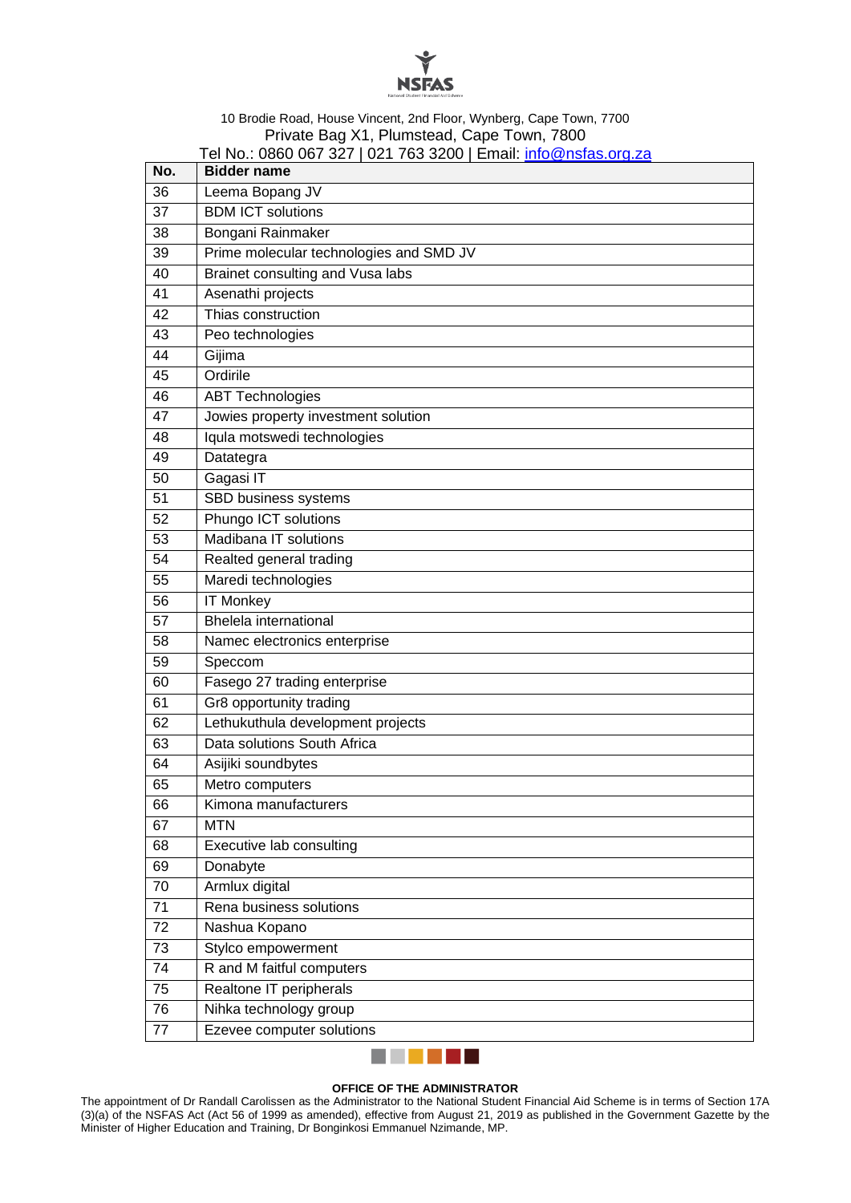| No. | Bidder name |
|---|---|
| 36 | Leema Bopang JV |
| 37 | BDM ICT solutions |
| 38 | Bongani Rainmaker |
| 39 | Prime molecular technologies and SMD JV |
| 40 | Brainet consulting and Vusa labs |
| 41 | Asenathi projects |
| 42 | Thias construction |
| 43 | Peo technologies |
| 44 | Gijima |
| 45 | Ordirile |
| 46 | ABT Technologies |
| 47 | Jowies property investment solution |
| 48 | Iqula motswedi technologies |
| 49 | Datategra |
| 50 | Gagasi IT |
| 51 | SBD business systems |
| 52 | Phungo ICT solutions |
| 53 | Madibana IT solutions |
| 54 | Realted general trading |
| 55 | Maredi technologies |
| 56 | IT Monkey |
| 57 | Bhelela international |
| 58 | Namec electronics enterprise |
| 59 | Speccom |
| 60 | Fasego 27 trading enterprise |
| 61 | Gr8 opportunity trading |
| 62 | Lethukuthula development projects |
| 63 | Data solutions South Africa |
| 64 | Asijiki soundbytes |
| 65 | Metro computers |
| 66 | Kimona manufacturers |
| 67 | MTN |
| 68 | Executive lab consulting |
| 69 | Donabyte |
| 70 | Armlux digital |
| 71 | Rena business solutions |
| 72 | Nashua Kopano |
| 73 | Stylco empowerment |
| 74 | R and M faitful computers |
| 75 | Realtone IT peripherals |
| 76 | Nihka technology group |
| 77 | Ezevee computer solutions |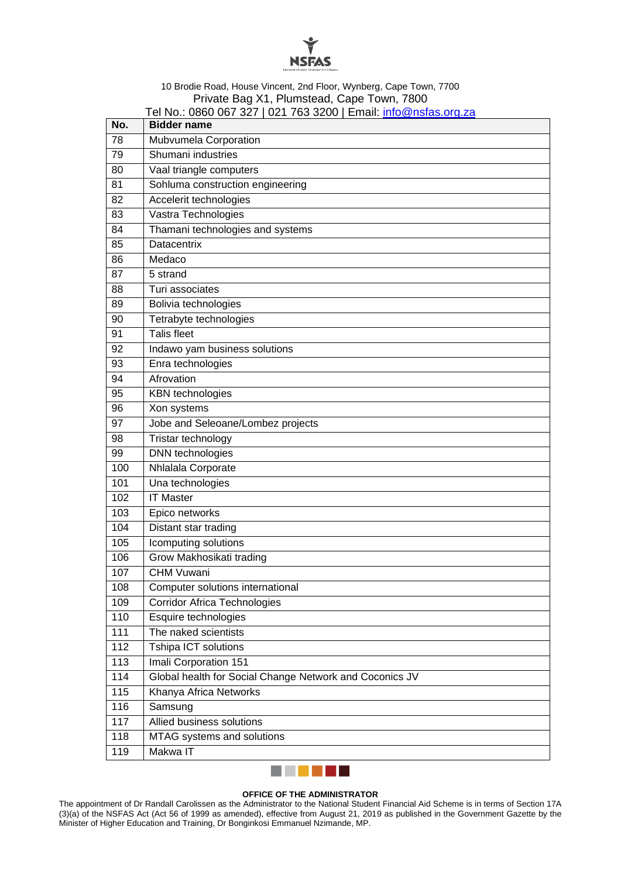| No. | Bidder name |
| --- | --- |
| 78 | Mubvumela Corporation |
| 79 | Shumani industries |
| 80 | Vaal triangle computers |
| 81 | Sohluma construction engineering |
| 82 | Accelerit technologies |
| 83 | Vastra Technologies |
| 84 | Thamani technologies and systems |
| 85 | Datacentrix |
| 86 | Medaco |
| 87 | 5 strand |
| 88 | Turi associates |
| 89 | Bolivia technologies |
| 90 | Tetrabyte technologies |
| 91 | Talis fleet |
| 92 | Indawo yam business solutions |
| 93 | Enra technologies |
| 94 | Afrovation |
| 95 | KBN technologies |
| 96 | Xon systems |
| 97 | Jobe and Seleoane/Lombez projects |
| 98 | Tristar technology |
| 99 | DNN technologies |
| 100 | Nhlalala Corporate |
| 101 | Una technologies |
| 102 | IT Master |
| 103 | Epico networks |
| 104 | Distant star trading |
| 105 | Icomputing solutions |
| 106 | Grow Makhosikati trading |
| 107 | CHM Vuwani |
| 108 | Computer solutions international |
| 109 | Corridor Africa Technologies |
| 110 | Esquire technologies |
| 111 | The naked scientists |
| 112 | Tshipa ICT solutions |
| 113 | Imali Corporation 151 |
| 114 | Global health for Social Change Network and Coconics JV |
| 115 | Khanya Africa Networks |
| 116 | Samsung |
| 117 | Allied business solutions |
| 118 | MTAG systems and solutions |
| 119 | Makwa IT |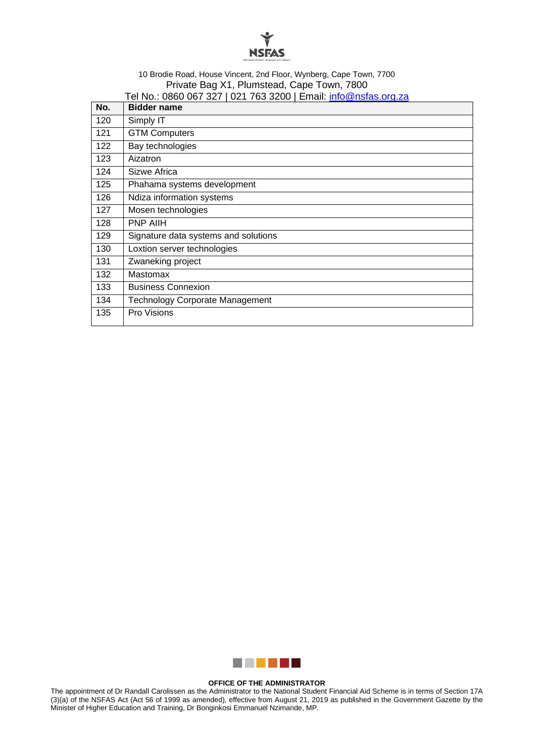| No. | Bidder name |
|---|---|
| 120 | Simply IT |
| 121 | GTM Computers |
| 122 | Bay technologies |
| 123 | Aizatron |
| 124 | Sizwe Africa |
| 125 | Phahama systems development |
| 126 | Ndiza information systems |
| 127 | Mosen technologies |
| 128 | PNP AIIH |
| 129 | Signature data systems and solutions |
| 130 | Loxtion server technologies |
| 131 | Zwaneking project |
| 132 | Mastomax |
| 133 | Business Connexion |
| 134 | Technology Corporate Management |
| 135 | Pro Visions |